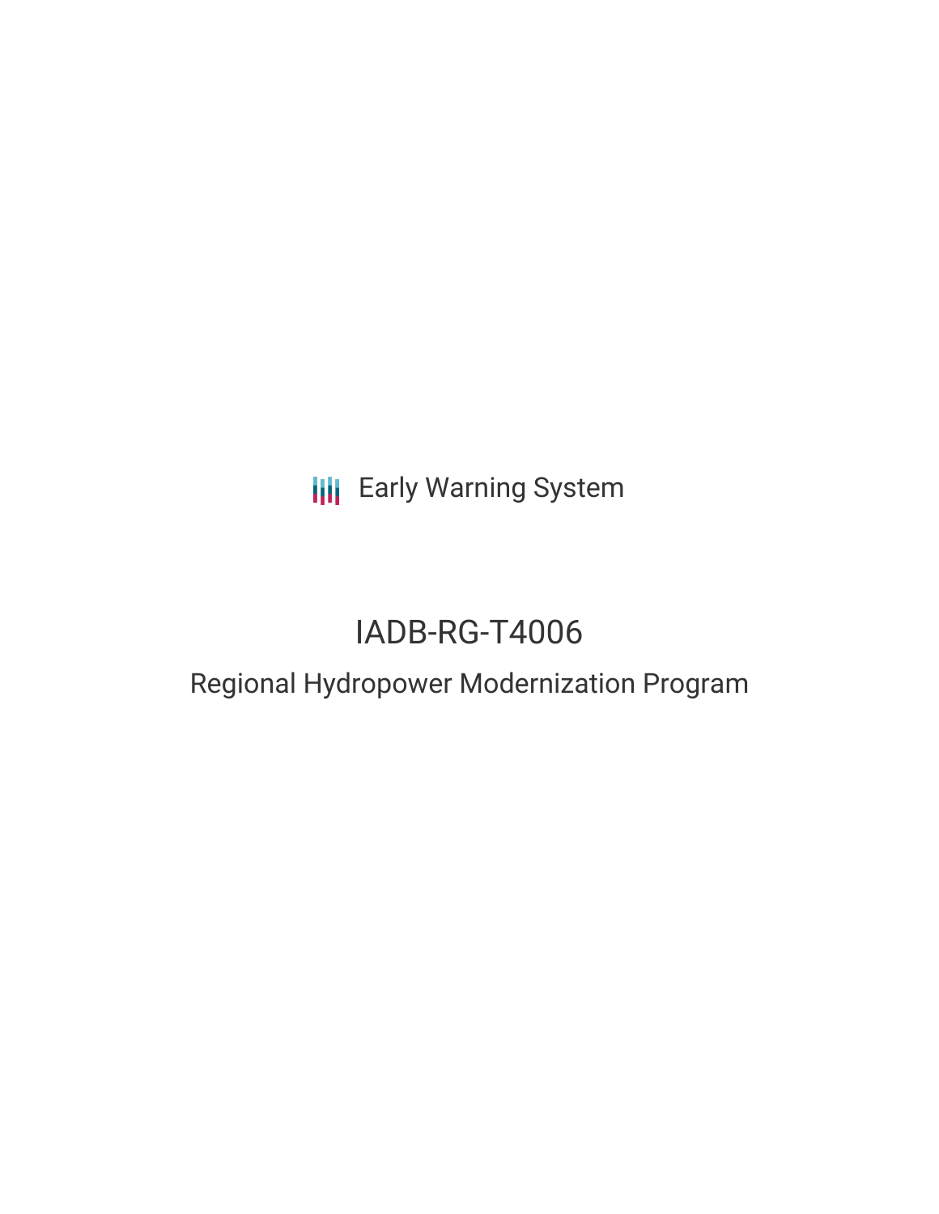Early Warning System

# IADB-RG-T4006

## Regional Hydropower Modernization Program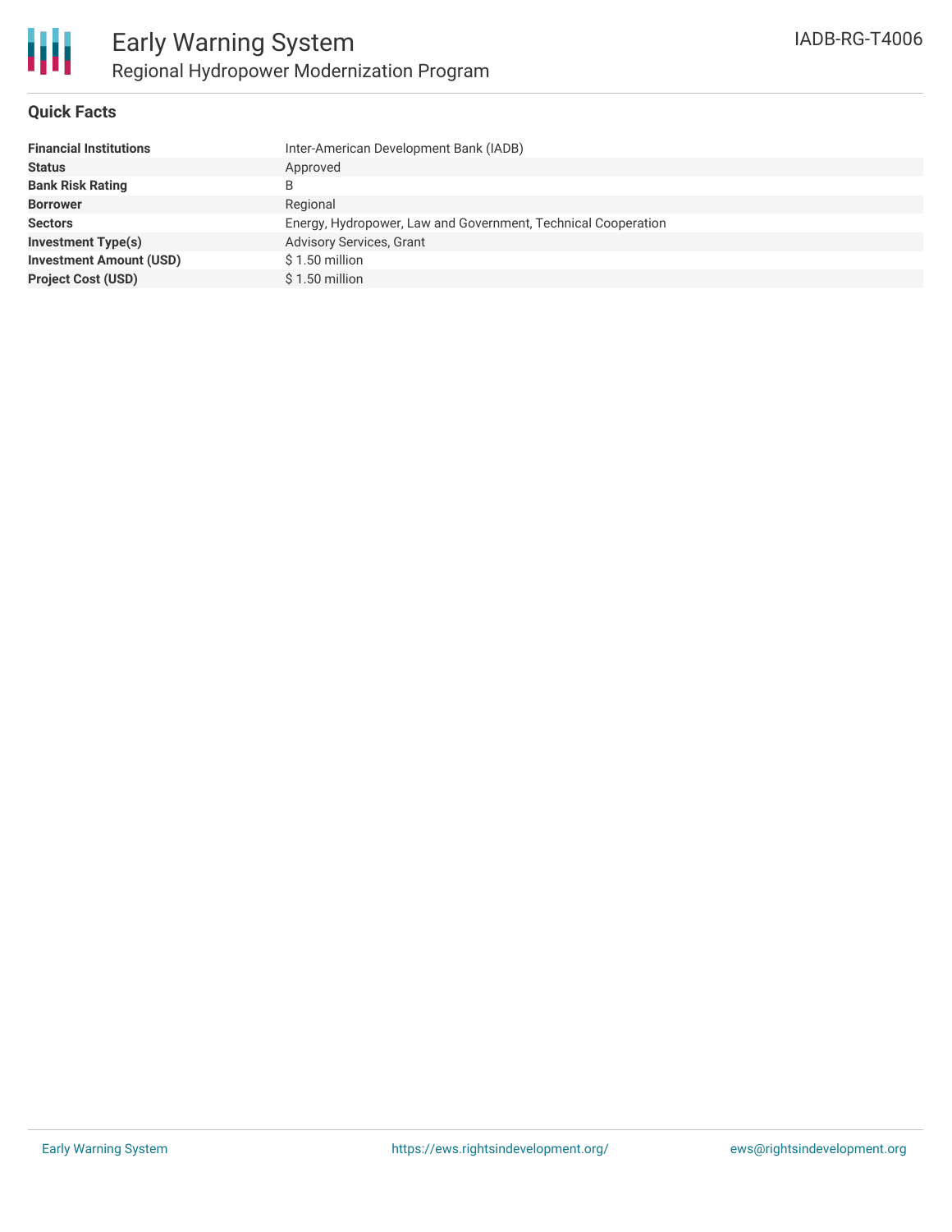# Early Warning System

## Regional Hydropower Modernization Program

IADB-RG-T4006

### Quick Facts

| | |
|---|---|
| **Financial Institutions** | Inter-American Development Bank (IADB) |
| **Status** | Approved |
| **Bank Risk Rating** | B |
| **Borrower** | Regional |
| **Sectors** | Energy, Hydropower, Law and Government, Technical Cooperation |
| **Investment Type(s)** | Advisory Services, Grant |
| **Investment Amount (USD)** | $ 1.50 million |
| **Project Cost (USD)** | $ 1.50 million |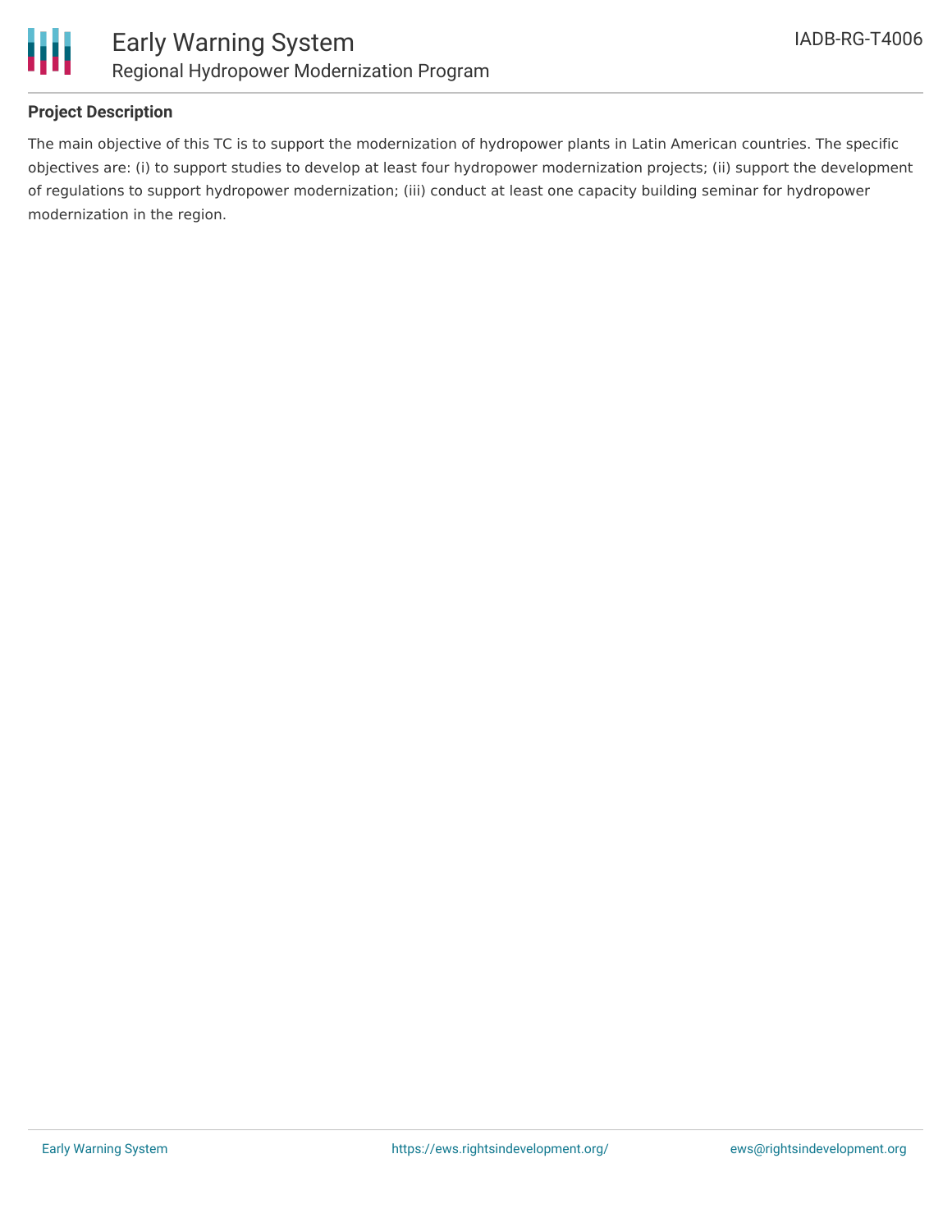## Project Description

The main objective of this TC is to support the modernization of hydropower plants in Latin American countries. The specific objectives are: (i) to support studies to develop at least four hydropower modernization projects; (ii) support the development of regulations to support hydropower modernization; (iii) conduct at least one capacity building seminar for hydropower modernization in the region.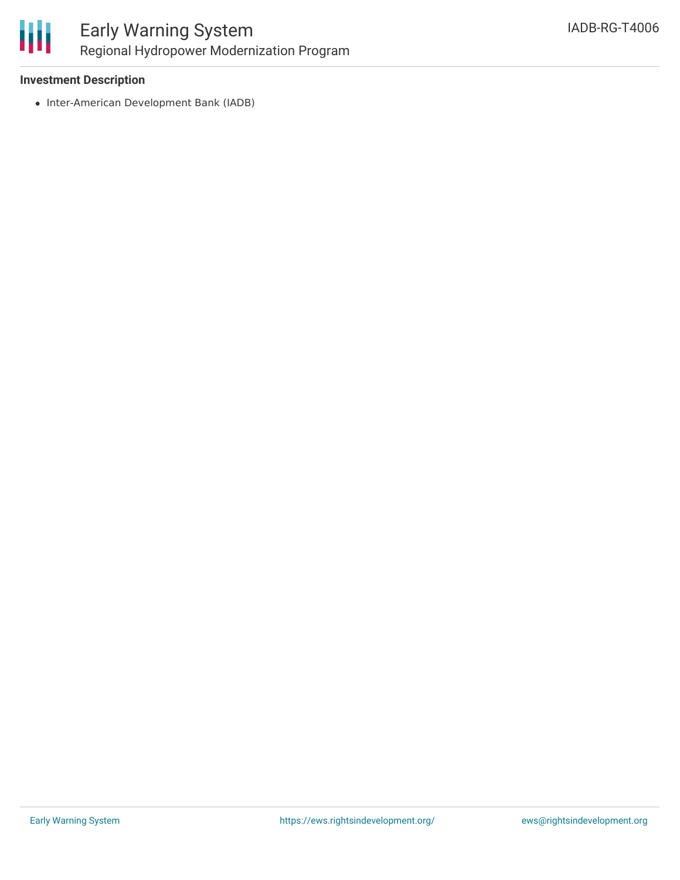**Investment Description**

- Inter-American Development Bank (IADB)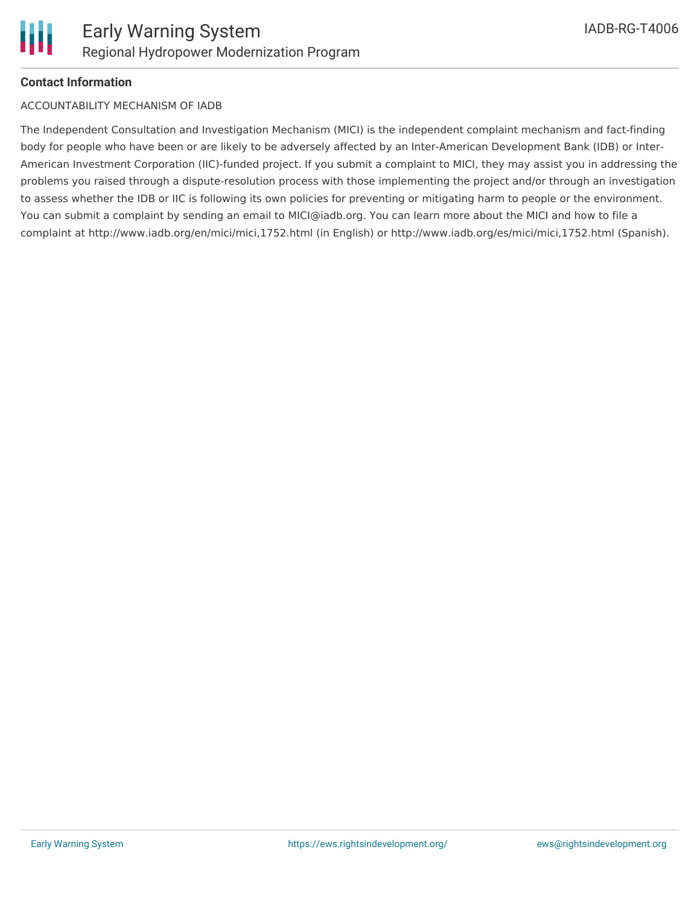**Contact Information**

ACCOUNTABILITY MECHANISM OF IADB

The Independent Consultation and Investigation Mechanism (MICI) is the independent complaint mechanism and fact-finding body for people who have been or are likely to be adversely affected by an Inter-American Development Bank (IDB) or Inter-American Investment Corporation (IIC)-funded project. If you submit a complaint to MICI, they may assist you in addressing the problems you raised through a dispute-resolution process with those implementing the project and/or through an investigation to assess whether the IDB or IIC is following its own policies for preventing or mitigating harm to people or the environment. You can submit a complaint by sending an email to MICI@iadb.org. You can learn more about the MICI and how to file a complaint at http://www.iadb.org/en/mici/mici,1752.html (in English) or http://www.iadb.org/es/mici/mici,1752.html (Spanish).